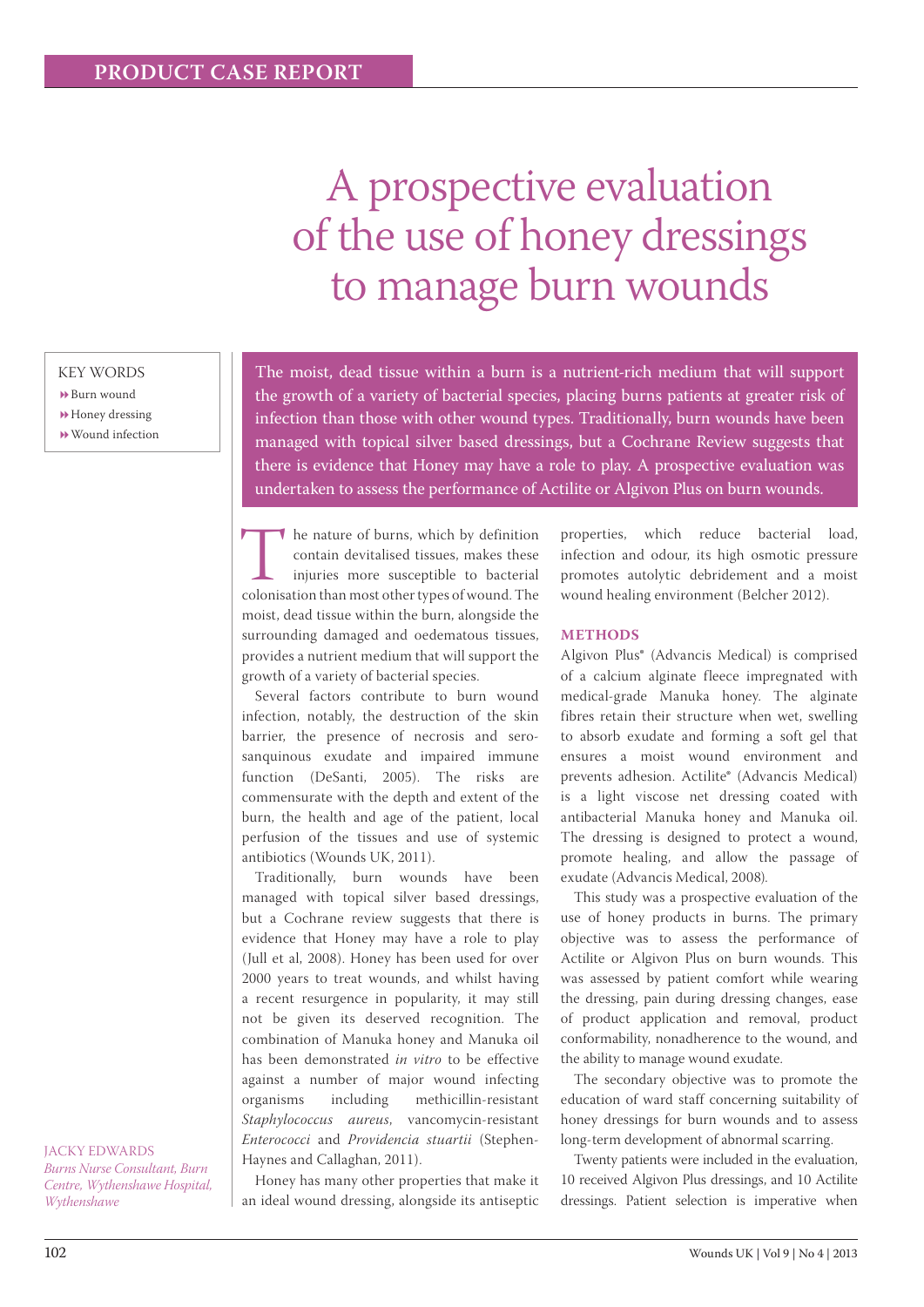PRODUCT CASE REPORT

# A prospective evaluation of the use of honey dressings to manage burn wounds

KEY WORDS

- Burn wound
- Honey dressing
- Wound infection

**The moist, dead tissue within a burn is a nutrient-rich medium that will support the growth of a variety of bacterial species, placing burns patients at greater risk of infection than those with other wound types. Traditionally, burn wounds have been managed with topical silver based dressings, but a Cochrane Review suggests that there is evidence that Honey may have a role to play. A prospective evaluation was undertaken to assess the performance of Actilite or Algivon Plus on burn wounds.**

The nature of burns, which by definition contain devitalised tissues, makes these injuries more susceptible to bacterial colonisation than most other types of wound. The moist, dead tissue within the burn, alongside the surrounding damaged and oedematous tissues, provides a nutrient medium that will support the growth of a variety of bacterial species.

Several factors contribute to burn wound infection, notably, the destruction of the skin barrier, the presence of necrosis and sero-sanquinous exudate and impaired immune function (DeSanti, 2005). The risks are commensurate with the depth and extent of the burn, the health and age of the patient, local perfusion of the tissues and use of systemic antibiotics (Wounds UK, 2011).

Traditionally, burn wounds have been managed with topical silver based dressings, but a Cochrane review suggests that there is evidence that Honey may have a role to play (Jull et al, 2008). Honey has been used for over 2000 years to treat wounds, and whilst having a recent resurgence in popularity, it may still not be given its deserved recognition. The combination of Manuka honey and Manuka oil has been demonstrated *in vitro* to be effective against a number of major wound infecting organisms including methicillin-resistant *Staphylococcus aureus*, vancomycin-resistant *Enterococci* and *Providencia stuartii* (Stephen-Haynes and Callaghan, 2011).

Honey has many other properties that make it an ideal wound dressing, alongside its antiseptic properties, which reduce bacterial load, infection and odour, its high osmotic pressure promotes autolytic debridement and a moist wound healing environment (Belcher 2012).

## METHODS

Algivon Plus® (Advancis Medical) is comprised of a calcium alginate fleece impregnated with medical-grade Manuka honey. The alginate fibres retain their structure when wet, swelling to absorb exudate and forming a soft gel that ensures a moist wound environment and prevents adhesion. Actilite® (Advancis Medical) is a light viscose net dressing coated with antibacterial Manuka honey and Manuka oil. The dressing is designed to protect a wound, promote healing, and allow the passage of exudate (Advancis Medical, 2008).

This study was a prospective evaluation of the use of honey products in burns. The primary objective was to assess the performance of Actilite or Algivon Plus on burn wounds. This was assessed by patient comfort while wearing the dressing, pain during dressing changes, ease of product application and removal, product conformability, nonadherence to the wound, and the ability to manage wound exudate.

The secondary objective was to promote the education of ward staff concerning suitability of honey dressings for burn wounds and to assess long-term development of abnormal scarring.

Twenty patients were included in the evaluation, 10 received Algivon Plus dressings, and 10 Actilite dressings. Patient selection is imperative when

JACKY EDWARDS
*Burns Nurse Consultant, Burn Centre, Wythenshawe Hospital, Wythenshawe*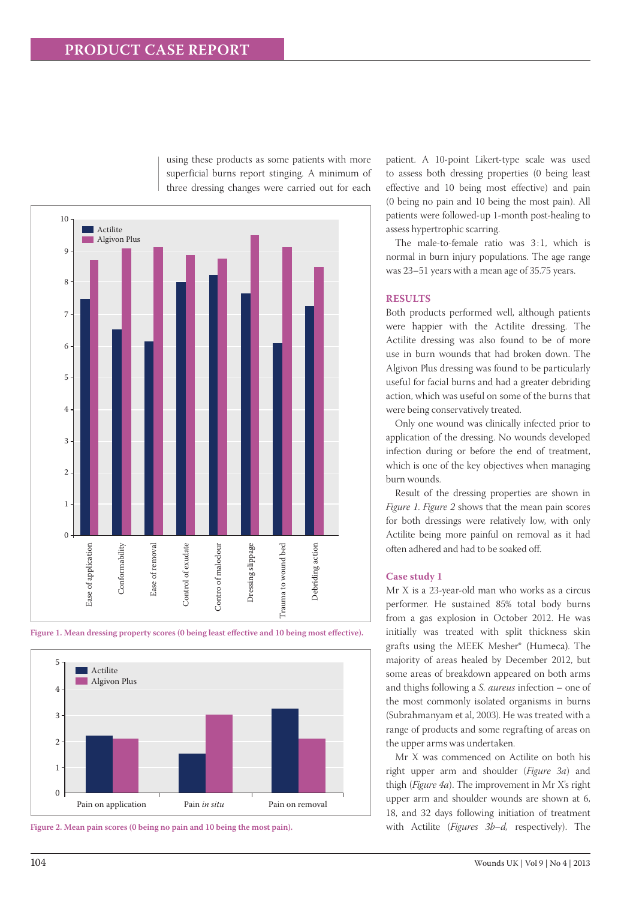using these products as some patients with more superficial burns report stinging. A minimum of three dressing changes were carried out for each patient. A 10-point Likert-type scale was used to assess both dressing properties (0 being least effective and 10 being most effective) and pain (0 being no pain and 10 being the most pain). All patients were followed-up 1-month post-healing to assess hypertrophic scarring.

The male-to-female ratio was 3:1, which is normal in burn injury populations. The age range was 23–51 years with a mean age of 35.75 years.

Figure 1. Mean dressing property scores (0 being least effective and 10 being most effective).

Figure 2. Mean pain scores (0 being no pain and 10 being the most pain).

## RESULTS

Both products performed well, although patients were happier with the Actilite dressing. The Actilite dressing was also found to be of more use in burn wounds that had broken down. The Algivon Plus dressing was found to be particularly useful for facial burns and had a greater debriding action, which was useful on some of the burns that were being conservatively treated.

Only one wound was clinically infected prior to application of the dressing. No wounds developed infection during or before the end of treatment, which is one of the key objectives when managing burn wounds.

Result of the dressing properties are shown in *Figure 1*. *Figure 2* shows that the mean pain scores for both dressings were relatively low, with only Actilite being more painful on removal as it had often adhered and had to be soaked off.

### Case study 1

Mr X is a 23-year-old man who works as a circus performer. He sustained 85% total body burns from a gas explosion in October 2012. He was initially was treated with split thickness skin grafts using the MEEK Mesher® (Humeca). The majority of areas healed by December 2012, but some areas of breakdown appeared on both arms and thighs following a *S. aureus* infection – one of the most commonly isolated organisms in burns (Subrahmanyam et al, 2003). He was treated with a range of products and some regrafting of areas on the upper arms was undertaken.

Mr X was commenced on Actilite on both his right upper arm and shoulder (*Figure 3a*) and thigh (*Figure 4a*). The improvement in Mr X's right upper arm and shoulder wounds are shown at 6, 18, and 32 days following initiation of treatment with Actilite (*Figures 3b–d,* respectively). The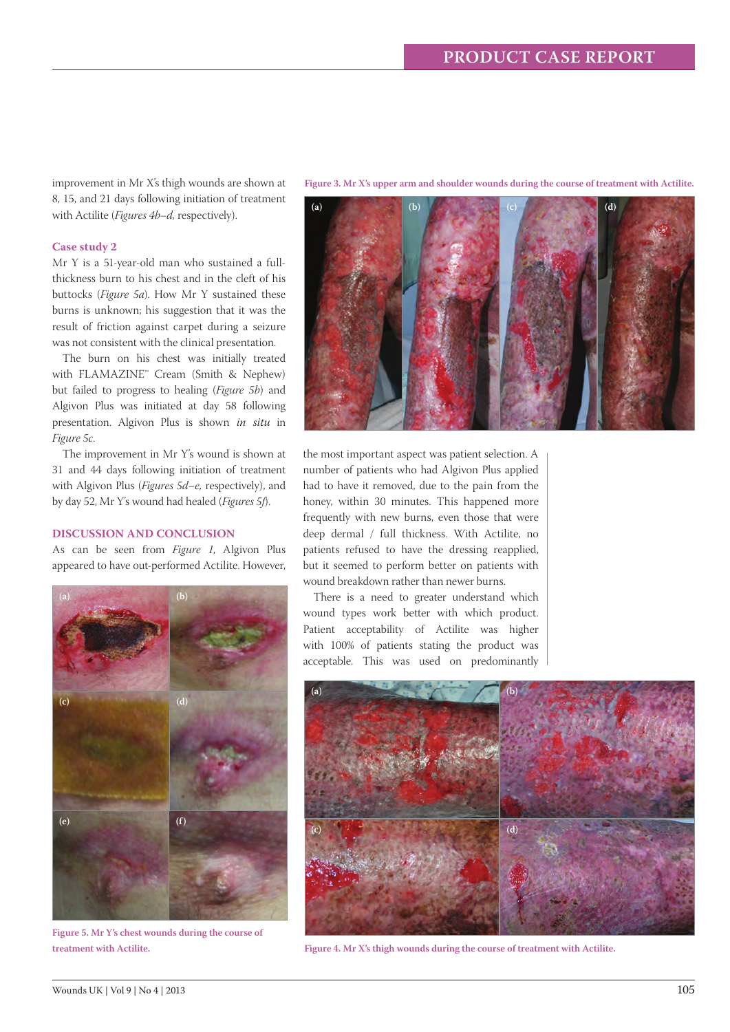improvement in Mr X's thigh wounds are shown at 8, 15, and 21 days following initiation of treatment with Actilite (*Figures 4b–d,* respectively).

### Case study 2

Mr Y is a 51-year-old man who sustained a full-thickness burn to his chest and in the cleft of his buttocks (*Figure 5a*). How Mr Y sustained these burns is unknown; his suggestion that it was the result of friction against carpet during a seizure was not consistent with the clinical presentation.

The burn on his chest was initially treated with FLAMAZINE™ Cream (Smith & Nephew) but failed to progress to healing (*Figure 5b*) and Algivon Plus was initiated at day 58 following presentation. Algivon Plus is shown *in situ* in *Figure 5c*.

The improvement in Mr Y's wound is shown at 31 and 44 days following initiation of treatment with Algivon Plus (*Figures 5d–e,* respectively), and by day 52, Mr Y's wound had healed (*Figures 5f*).

## DISCUSSION AND CONCLUSION

As can be seen from *Figure 1*, Algivon Plus appeared to have out-performed Actilite. However, the most important aspect was patient selection. A number of patients who had Algivon Plus applied had to have it removed, due to the pain from the honey, within 30 minutes. This happened more frequently with new burns, even those that were deep dermal / full thickness. With Actilite, no patients refused to have the dressing reapplied, but it seemed to perform better on patients with wound breakdown rather than newer burns.

There is a need to greater understand which wound types work better with which product. Patient acceptability of Actilite was higher with 100% of patients stating the product was acceptable. This was used on predominantly

Figure 3. Mr X's upper arm and shoulder wounds during the course of treatment with Actilite.

Figure 5. Mr Y's chest wounds during the course of treatment with Actilite.

Figure 4. Mr X's thigh wounds during the course of treatment with Actilite.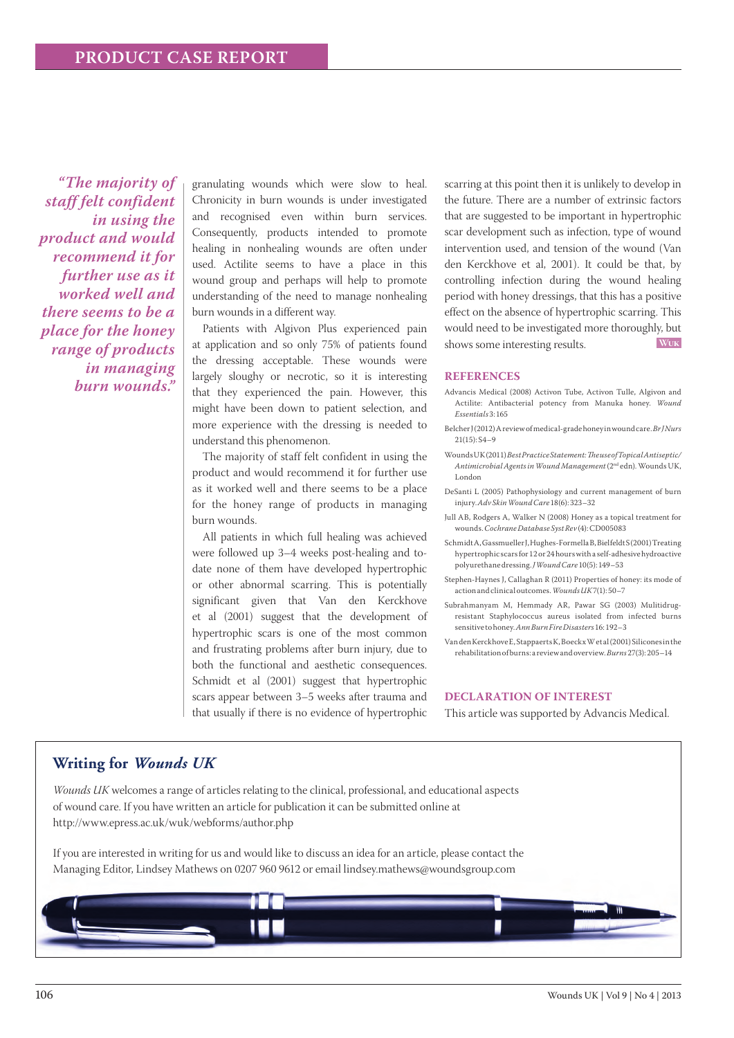*"The majority of staff felt confident in using the product and would recommend it for further use as it worked well and there seems to be a place for the honey range of products in managing burn wounds."*

granulating wounds which were slow to heal. Chronicity in burn wounds is under investigated and recognised even within burn services. Consequently, products intended to promote healing in nonhealing wounds are often under used. Actilite seems to have a place in this wound group and perhaps will help to promote understanding of the need to manage nonhealing burn wounds in a different way.

Patients with Algivon Plus experienced pain at application and so only 75% of patients found the dressing acceptable. These wounds were largely sloughy or necrotic, so it is interesting that they experienced the pain. However, this might have been down to patient selection, and more experience with the dressing is needed to understand this phenomenon.

The majority of staff felt confident in using the product and would recommend it for further use as it worked well and there seems to be a place for the honey range of products in managing burn wounds.

All patients in which full healing was achieved were followed up 3–4 weeks post-healing and to-date none of them have developed hypertrophic or other abnormal scarring. This is potentially significant given that Van den Kerckhove et al (2001) suggest that the development of hypertrophic scars is one of the most common and frustrating problems after burn injury, due to both the functional and aesthetic consequences. Schmidt et al (2001) suggest that hypertrophic scars appear between 3–5 weeks after trauma and that usually if there is no evidence of hypertrophic scarring at this point then it is unlikely to develop in the future. There are a number of extrinsic factors that are suggested to be important in hypertrophic scar development such as infection, type of wound intervention used, and tension of the wound (Van den Kerckhove et al, 2001). It could be that, by controlling infection during the wound healing period with honey dressings, that this has a positive effect on the absence of hypertrophic scarring. This would need to be investigated more thoroughly, but shows some interesting results. **WUK**

## REFERENCES

Advancis Medical (2008) Activon Tube, Activon Tulle, Algivon and Actilite: Antibacterial potency from Manuka honey. *Wound Essentials* 3: 165

Belcher J (2012) A review of medical-grade honey in wound care. *Br J Nurs* 21(15): S4–9

Wounds UK (2011) *Best Practice Statement: The use of Topical Antiseptic/Antimicrobial Agents in Wound Management* (2nd edn). Wounds UK, London

DeSanti L (2005) Pathophysiology and current management of burn injury. *Adv Skin Wound Care* 18(6): 323–32

Jull AB, Rodgers A, Walker N (2008) Honey as a topical treatment for wounds. *Cochrane Database Syst Rev* (4): CD005083

Schmidt A, Gassmueller J, Hughes-Formella B, Bielfeldt S (2001) Treating hypertrophic scars for 12 or 24 hours with a self-adhesive hydroactive polyurethane dressing. *J Wound Care* 10(5): 149–53

Stephen-Haynes J, Callaghan R (2011) Properties of honey: its mode of action and clinical outcomes. *Wounds UK* 7(1): 50–7

Subrahmanyam M, Hemmady AR, Pawar SG (2003) Mulitidrug-resistant Staphylococcus aureus isolated from infected burns sensitive to honey. *Ann Burn Fire Disasters* 16: 192–3

Van den Kerckhove E, Stappaerts K, Boeckx W et al (2001) Silicones in the rehabilitation of burns: a review and overview. *Burns* 27(3): 205–14

## DECLARATION OF INTEREST

This article was supported by Advancis Medical.

## Writing for *Wounds UK*

*Wounds UK* welcomes a range of articles relating to the clinical, professional, and educational aspects of wound care. If you have written an article for publication it can be submitted online at http://www.epress.ac.uk/wuk/webforms/author.php

If you are interested in writing for us and would like to discuss an idea for an article, please contact the Managing Editor, Lindsey Mathews on 0207 960 9612 or email lindsey.mathews@woundsgroup.com